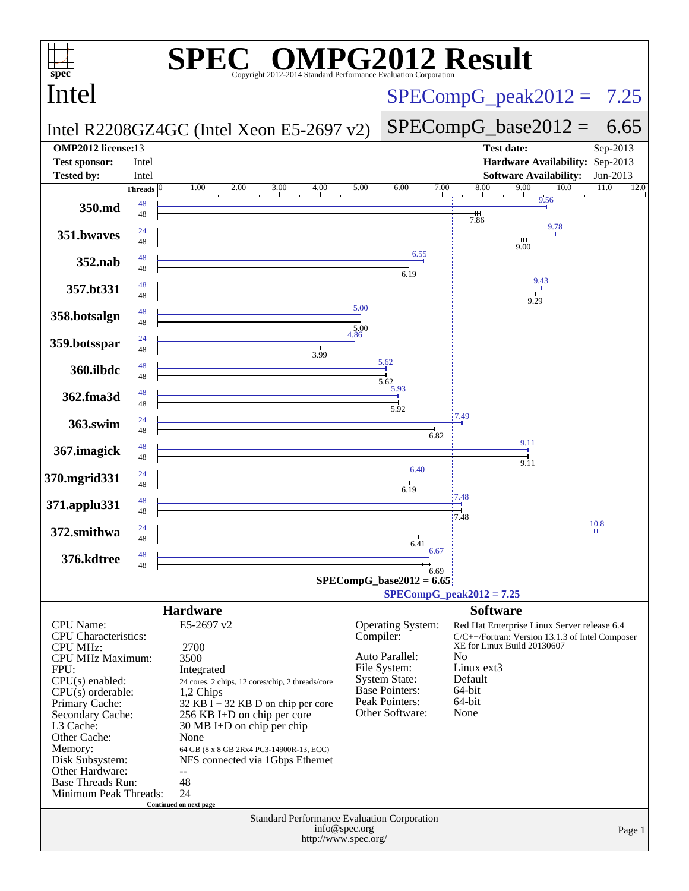# SPEC OMPG2012 Result

Copyright 2012-2014 Standard Performance Evaluation Corporation

## Intel

**Intel R2208GZ4GC (Intel Xeon E5-2697 v2)**

SPECompG_peak2012 = 7.25

SPECompG_base2012 = 6.65

| | | | |
|---|---|---|---|
| **OMP2012 license:** | 13 | **Test date:** | Sep-2013 |
| **Test sponsor:** | Intel | **Hardware Availability:** | Sep-2013 |
| **Tested by:** | Intel | **Software Availability:** | Jun-2013 |

| Benchmark | Peak Threads | Base Threads | Peak | Base |
|---|---|---|---|---|
| 350.md | 48 | 48 | 9.56 | 7.86 |
| 351.bwaves | 24 | 48 | 9.78 | 9.00 |
| 352.nab | 48 | 48 | 6.55 | 6.19 |
| 357.bt331 | 48 | 48 | 9.43 | 9.29 |
| 358.botsalgn | 48 | 48 | 5.00 | 5.00 |
| 359.botsspar | 24 | 48 | 4.86 | 3.99 |
| 360.ilbdc | 48 | 48 | 5.62 | 5.62 |
| 362.fma3d | 48 | 48 | 5.93 | 5.92 |
| 363.swim | 24 | 48 | 7.49 | 6.82 |
| 367.imagick | 48 | 48 | 9.11 | 9.11 |
| 370.mgrid331 | 24 | 48 | 6.40 | 6.19 |
| 371.applu331 | 48 | 48 | 7.48 | 7.48 |
| 372.smithwa | 24 | 48 | 10.8 | 6.41 |
| 376.kdtree | 48 | 48 | 6.67 | 6.69 |

SPECompG_base2012 = 6.65

SPECompG_peak2012 = 7.25

## Hardware

| | |
|---|---|
| CPU Name: | E5-2697 v2 |
| CPU Characteristics: | |
| CPU MHz: | 2700 |
| CPU MHz Maximum: | 3500 |
| FPU: | Integrated |
| CPU(s) enabled: | 24 cores, 2 chips, 12 cores/chip, 2 threads/core |
| CPU(s) orderable: | 1,2 Chips |
| Primary Cache: | 32 KB I + 32 KB D on chip per core |
| Secondary Cache: | 256 KB I+D on chip per core |
| L3 Cache: | 30 MB I+D on chip per chip |
| Other Cache: | None |
| Memory: | 64 GB (8 x 8 GB 2Rx4 PC3-14900R-13, ECC) |
| Disk Subsystem: | NFS connected via 1Gbps Ethernet |
| Other Hardware: | -- |
| Base Threads Run: | 48 |
| Minimum Peak Threads: | 24 |

Continued on next page

## Software

| | |
|---|---|
| Operating System: | Red Hat Enterprise Linux Server release 6.4 |
| Compiler: | C/C++/Fortran: Version 13.1.3 of Intel Composer XE for Linux Build 20130607 |
| Auto Parallel: | No |
| File System: | Linux ext3 |
| System State: | Default |
| Base Pointers: | 64-bit |
| Peak Pointers: | 64-bit |
| Other Software: | None |

Standard Performance Evaluation Corporation
info@spec.org
http://www.spec.org/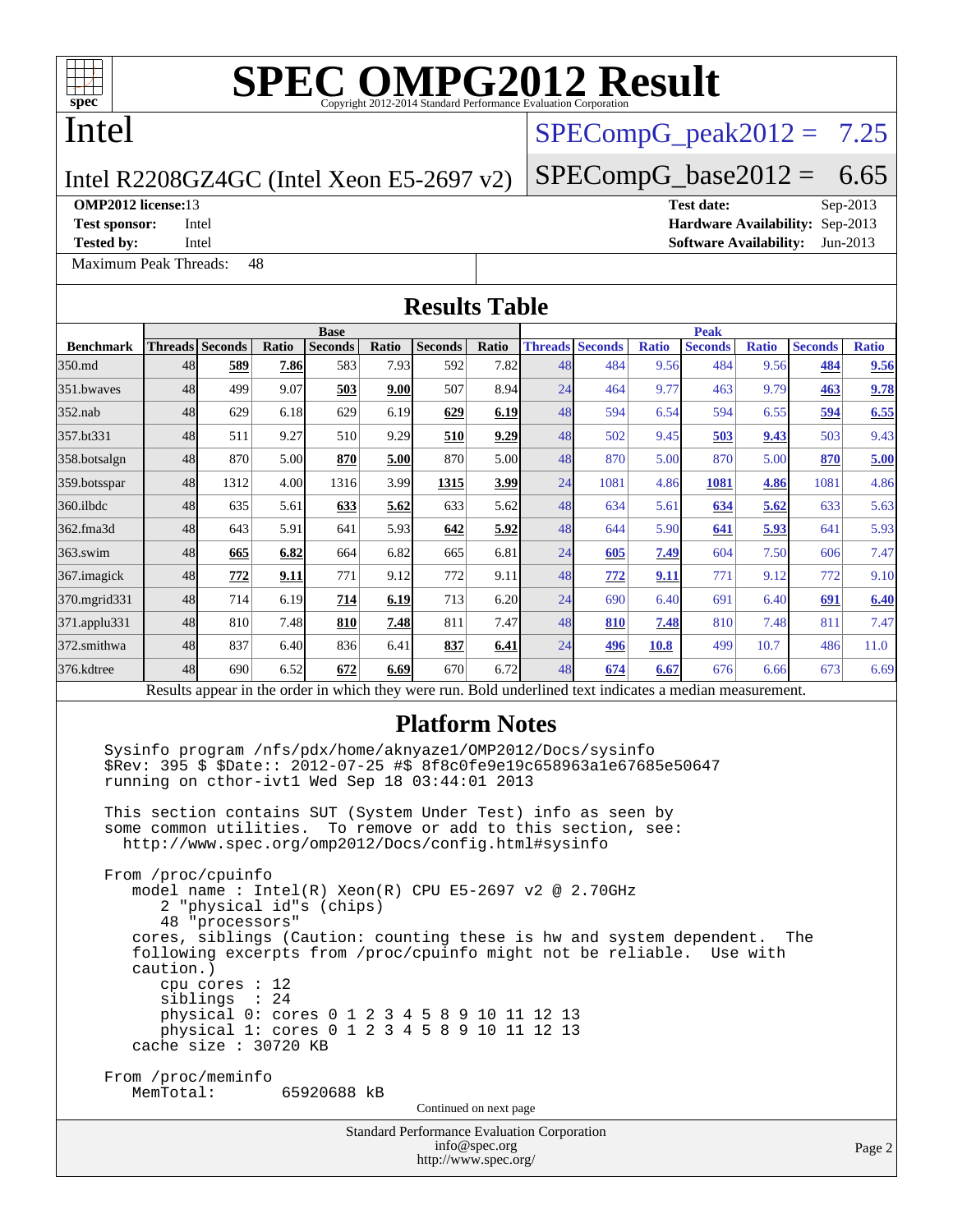# SPEC OMPG2012 Result

Copyright 2012-2014 Standard Performance Evaluation Corporation

## Intel

Intel R2208GZ4GC (Intel Xeon E5-2697 v2)

SPECompG_peak2012 = 7.25

SPECompG_base2012 = 6.65

**OMP2012 license:** 13
**Test sponsor:** Intel
**Tested by:** Intel

**Test date:** Sep-2013
**Hardware Availability:** Sep-2013
**Software Availability:** Jun-2013

Maximum Peak Threads: 48

## Results Table

| Benchmark | Base | | | | | | | Peak | | | | | | |
|---|---|---|---|---|---|---|---|---|---|---|---|---|---|---|
| | Threads | Seconds | Ratio | Seconds | Ratio | Seconds | Ratio | Threads | Seconds | Ratio | Seconds | Ratio | Seconds | Ratio |
| 350.md | 48 | **589** | **7.86** | 583 | 7.93 | 592 | 7.82 | 48 | 484 | 9.56 | 484 | 9.56 | **484** | **9.56** |
| 351.bwaves | 48 | 499 | 9.07 | **503** | **9.00** | 507 | 8.94 | 24 | 464 | 9.77 | 463 | 9.79 | **463** | **9.78** |
| 352.nab | 48 | 629 | 6.18 | 629 | 6.19 | **629** | **6.19** | 48 | 594 | 6.54 | 594 | 6.55 | **594** | **6.55** |
| 357.bt331 | 48 | 511 | 9.27 | 510 | 9.29 | **510** | **9.29** | 48 | 502 | 9.45 | **503** | **9.43** | 503 | 9.43 |
| 358.botsalgn | 48 | 870 | 5.00 | **870** | **5.00** | 870 | 5.00 | 48 | 870 | 5.00 | 870 | 5.00 | **870** | **5.00** |
| 359.botsspar | 48 | 1312 | 4.00 | 1316 | 3.99 | **1315** | **3.99** | 24 | 1081 | 4.86 | **1081** | **4.86** | 1081 | 4.86 |
| 360.ilbdc | 48 | 635 | 5.61 | **633** | **5.62** | 633 | 5.62 | 48 | 634 | 5.61 | **634** | **5.62** | 633 | 5.63 |
| 362.fma3d | 48 | 643 | 5.91 | 641 | 5.93 | **642** | **5.92** | 48 | 644 | 5.90 | **641** | **5.93** | 641 | 5.93 |
| 363.swim | 48 | **665** | **6.82** | 664 | 6.82 | 665 | 6.81 | 24 | **605** | **7.49** | 604 | 7.50 | 606 | 7.47 |
| 367.imagick | 48 | **772** | **9.11** | 771 | 9.12 | 772 | 9.11 | 48 | **772** | **9.11** | 771 | 9.12 | 772 | 9.10 |
| 370.mgrid331 | 48 | 714 | 6.19 | **714** | **6.19** | 713 | 6.20 | 24 | 690 | 6.40 | 691 | 6.40 | **691** | **6.40** |
| 371.applu331 | 48 | 810 | 7.48 | **810** | **7.48** | 811 | 7.47 | 48 | **810** | **7.48** | 810 | 7.48 | 811 | 7.47 |
| 372.smithwa | 48 | 837 | 6.40 | 836 | 6.41 | **837** | **6.41** | 24 | **496** | **10.8** | 499 | 10.7 | 486 | 11.0 |
| 376.kdtree | 48 | 690 | 6.52 | **672** | **6.69** | 670 | 6.72 | 48 | **674** | **6.67** | 676 | 6.66 | 673 | 6.69 |

Results appear in the order in which they were run. Bold underlined text indicates a median measurement.

## Platform Notes

```
Sysinfo program /nfs/pdx/home/aknyaze1/OMP2012/Docs/sysinfo
$Rev: 395 $ $Date:: 2012-07-25 #$ 8f8c0fe9e19c658963a1e67685e50647
running on cthor-ivt1 Wed Sep 18 03:44:01 2013

This section contains SUT (System Under Test) info as seen by
some common utilities.  To remove or add to this section, see:
  http://www.spec.org/omp2012/Docs/config.html#sysinfo

From /proc/cpuinfo
   model name : Intel(R) Xeon(R) CPU E5-2697 v2 @ 2.70GHz
      2 "physical id"s (chips)
      48 "processors"
   cores, siblings (Caution: counting these is hw and system dependent.  The
   following excerpts from /proc/cpuinfo might not be reliable.  Use with
   caution.)
      cpu cores : 12
      siblings  : 24
      physical 0: cores 0 1 2 3 4 5 8 9 10 11 12 13
      physical 1: cores 0 1 2 3 4 5 8 9 10 11 12 13
   cache size : 30720 KB

From /proc/meminfo
   MemTotal:       65920688 kB
```

Continued on next page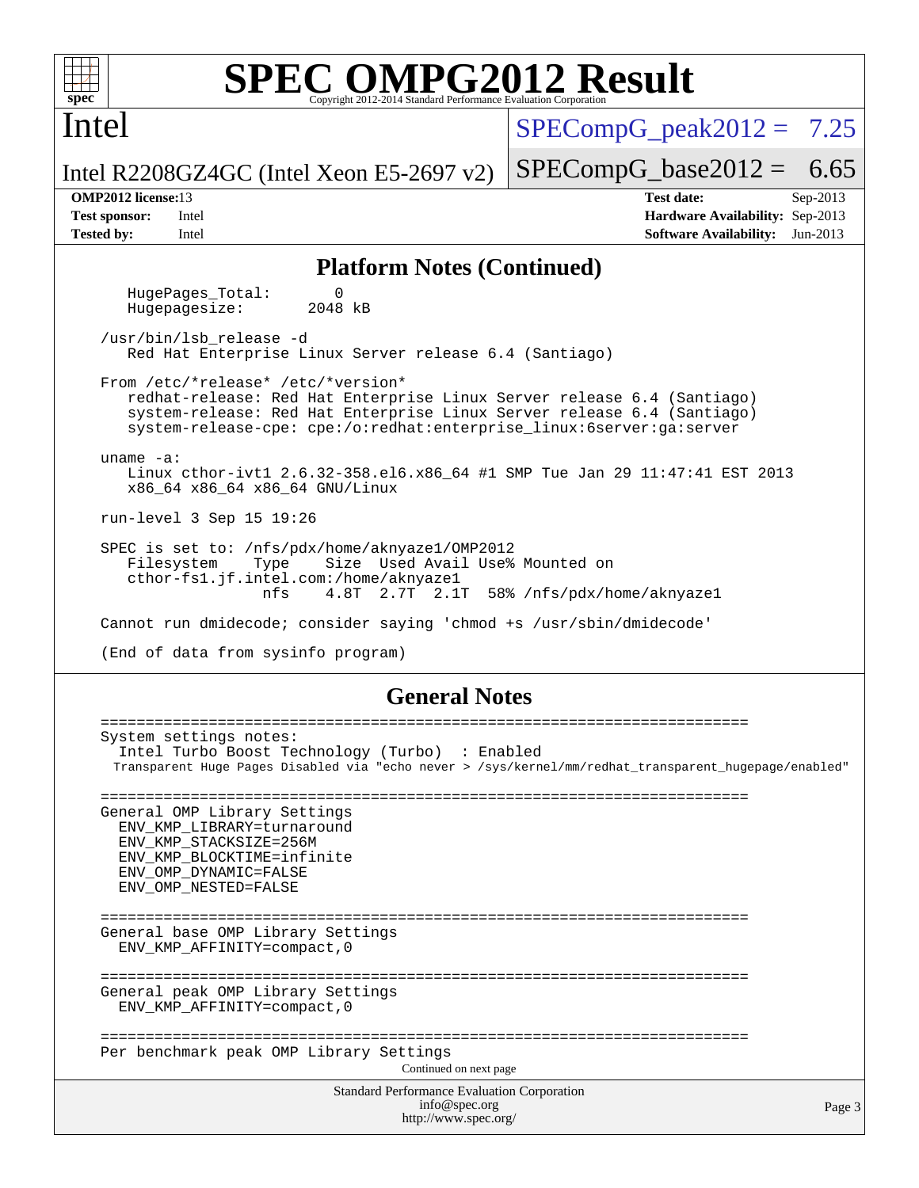# SPEC OMPG2012 Result

Copyright 2012-2014 Standard Performance Evaluation Corporation

## Intel

Intel R2208GZ4GC (Intel Xeon E5-2697 v2)

SPECompG_peak2012 = 7.25

SPECompG_base2012 = 6.65

| | | | |
|---|---|---|---|
| **OMP2012 license:** | 13 | **Test date:** | Sep-2013 |
| **Test sponsor:** | Intel | **Hardware Availability:** | Sep-2013 |
| **Tested by:** | Intel | **Software Availability:** | Jun-2013 |

### Platform Notes (Continued)

```
    HugePages_Total:       0
    Hugepagesize:       2048 kB

 /usr/bin/lsb_release -d
    Red Hat Enterprise Linux Server release 6.4 (Santiago)

 From /etc/*release* /etc/*version*
    redhat-release: Red Hat Enterprise Linux Server release 6.4 (Santiago)
    system-release: Red Hat Enterprise Linux Server release 6.4 (Santiago)
    system-release-cpe: cpe:/o:redhat:enterprise_linux:6server:ga:server

 uname -a:
    Linux cthor-ivt1 2.6.32-358.el6.x86_64 #1 SMP Tue Jan 29 11:47:41 EST 2013
    x86_64 x86_64 x86_64 GNU/Linux

 run-level 3 Sep 15 19:26

 SPEC is set to: /nfs/pdx/home/aknyaze1/OMP2012
    Filesystem     Type    Size  Used Avail Use% Mounted on
    cthor-fs1.jf.intel.com:/home/aknyaze1
                   nfs     4.8T  2.7T  2.1T  58% /nfs/pdx/home/aknyaze1

 Cannot run dmidecode; consider saying 'chmod +s /usr/sbin/dmidecode'

 (End of data from sysinfo program)
```

### General Notes

```
 ========================================================================
 System settings notes:
   Intel Turbo Boost Technology (Turbo)  : Enabled
   Transparent Huge Pages Disabled via "echo never > /sys/kernel/mm/redhat_transparent_hugepage/enabled"

 ========================================================================
 General OMP Library Settings
   ENV_KMP_LIBRARY=turnaround
   ENV_KMP_STACKSIZE=256M
   ENV_KMP_BLOCKTIME=infinite
   ENV_OMP_DYNAMIC=FALSE
   ENV_OMP_NESTED=FALSE

 ========================================================================
 General base OMP Library Settings
   ENV_KMP_AFFINITY=compact,0

 ========================================================================
 General peak OMP Library Settings
   ENV_KMP_AFFINITY=compact,0

 ========================================================================
 Per benchmark peak OMP Library Settings
```

Continued on next page

Standard Performance Evaluation Corporation
info@spec.org
http://www.spec.org/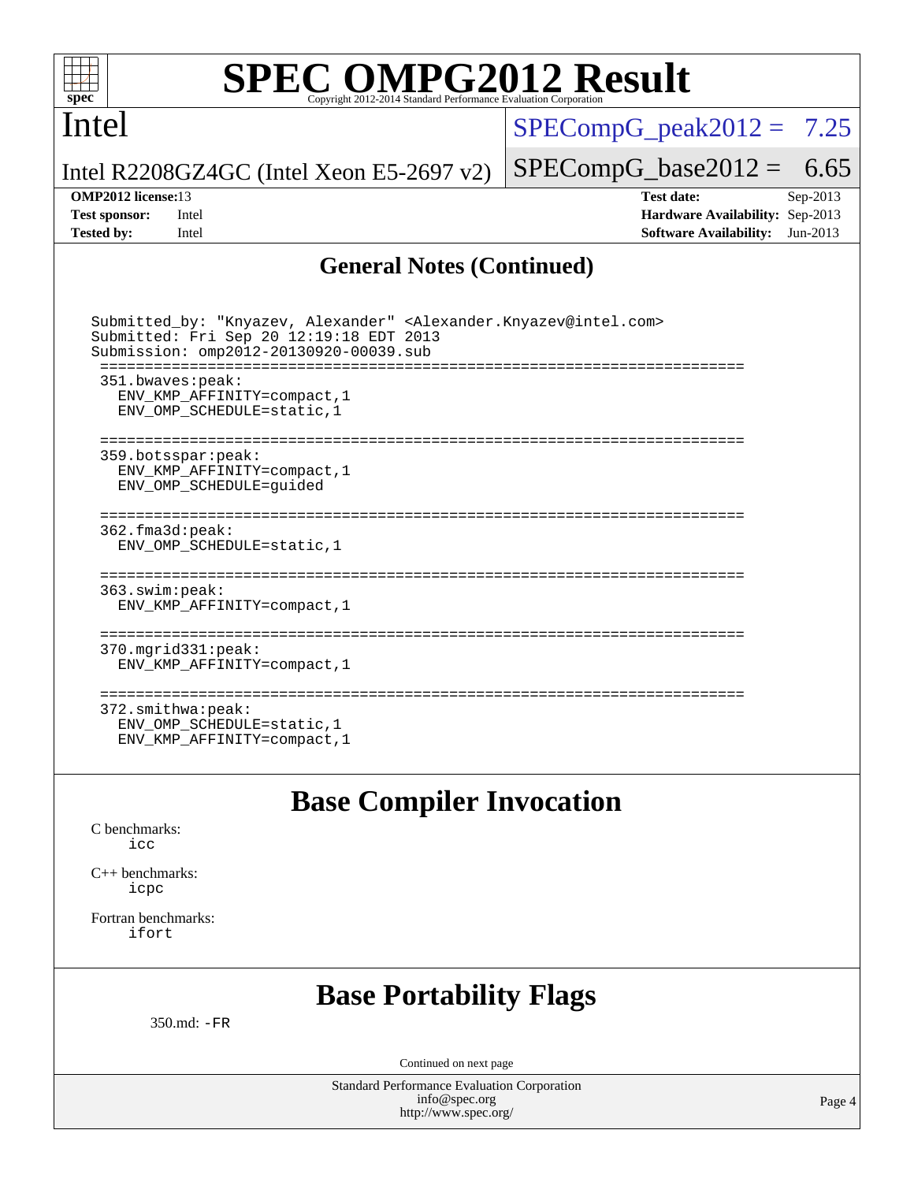## General Notes (Continued)

```
Submitted_by: "Knyazev, Alexander" <Alexander.Knyazev@intel.com>
Submitted: Fri Sep 20 12:19:18 EDT 2013
Submission: omp2012-20130920-00039.sub
 ======================================================================
 351.bwaves:peak:
   ENV_KMP_AFFINITY=compact,1
   ENV_OMP_SCHEDULE=static,1

 ======================================================================
 359.botsspar:peak:
   ENV_KMP_AFFINITY=compact,1
   ENV_OMP_SCHEDULE=guided

 ======================================================================
 362.fma3d:peak:
   ENV_OMP_SCHEDULE=static,1

 ======================================================================
 363.swim:peak:
   ENV_KMP_AFFINITY=compact,1

 ======================================================================
 370.mgrid331:peak:
   ENV_KMP_AFFINITY=compact,1

 ======================================================================
 372.smithwa:peak:
   ENV_OMP_SCHEDULE=static,1
   ENV_KMP_AFFINITY=compact,1
```

## Base Compiler Invocation

C benchmarks:
`icc`

C++ benchmarks:
`icpc`

Fortran benchmarks:
`ifort`

## Base Portability Flags

350.md: `-FR`

Continued on next page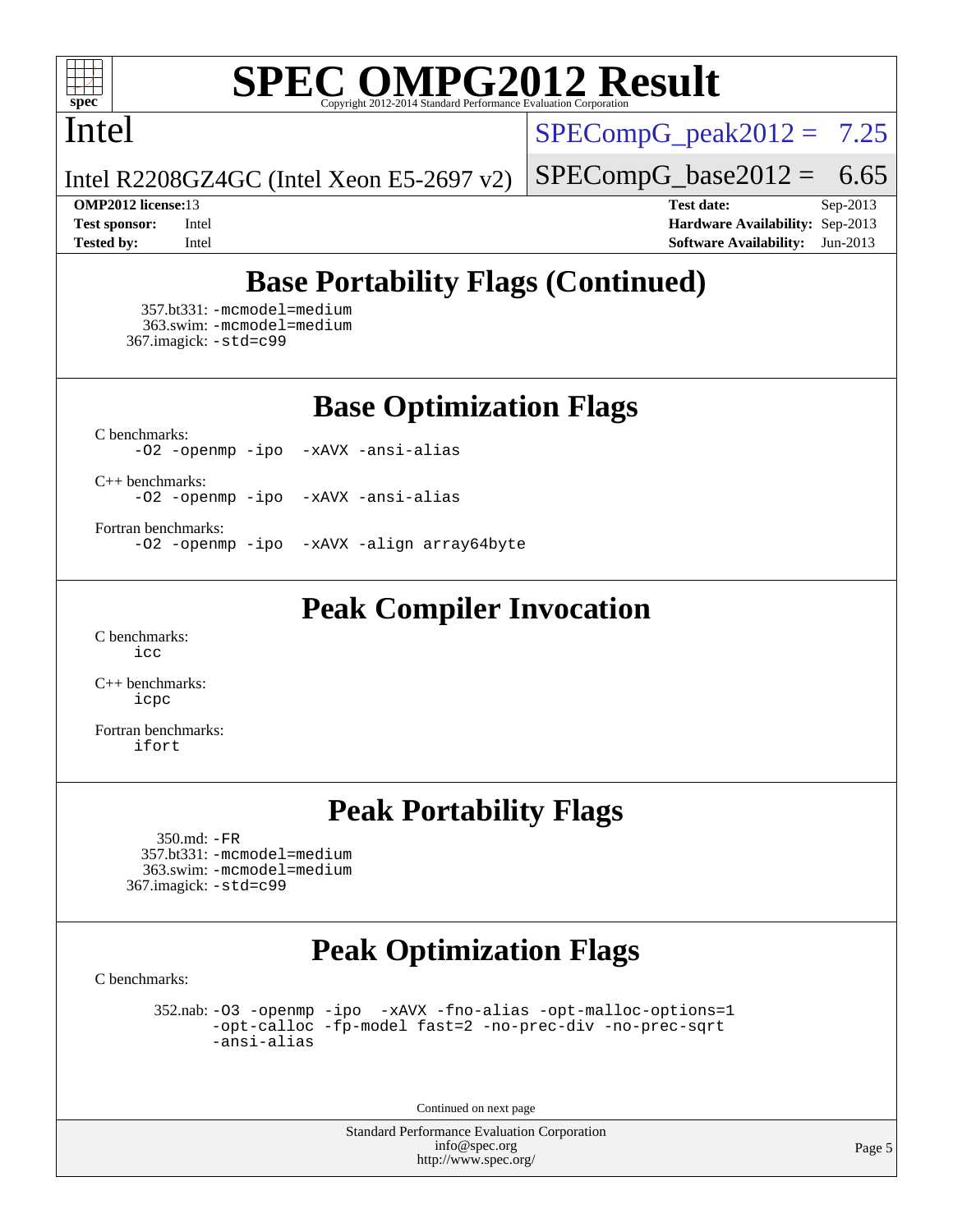# SPEC OMPG2012 Result

Copyright 2012-2014 Standard Performance Evaluation Corporation

## Intel

Intel R2208GZ4GC (Intel Xeon E5-2697 v2)

SPECompG_peak2012 = 7.25

SPECompG_base2012 = 6.65

**OMP2012 license:** 13
**Test sponsor:** Intel
**Tested by:** Intel
**Test date:** Sep-2013
**Hardware Availability:** Sep-2013
**Software Availability:** Jun-2013

## Base Portability Flags (Continued)

357.bt331: -mcmodel=medium
363.swim: -mcmodel=medium
367.imagick: -std=c99

## Base Optimization Flags

C benchmarks:
-O2 -openmp -ipo -xAVX -ansi-alias

C++ benchmarks:
-O2 -openmp -ipo -xAVX -ansi-alias

Fortran benchmarks:
-O2 -openmp -ipo -xAVX -align array64byte

## Peak Compiler Invocation

C benchmarks:
icc

C++ benchmarks:
icpc

Fortran benchmarks:
ifort

## Peak Portability Flags

350.md: -FR
357.bt331: -mcmodel=medium
363.swim: -mcmodel=medium
367.imagick: -std=c99

## Peak Optimization Flags

C benchmarks:

352.nab: -O3 -openmp -ipo -xAVX -fno-alias -opt-malloc-options=1 -opt-calloc -fp-model fast=2 -no-prec-div -no-prec-sqrt -ansi-alias

Continued on next page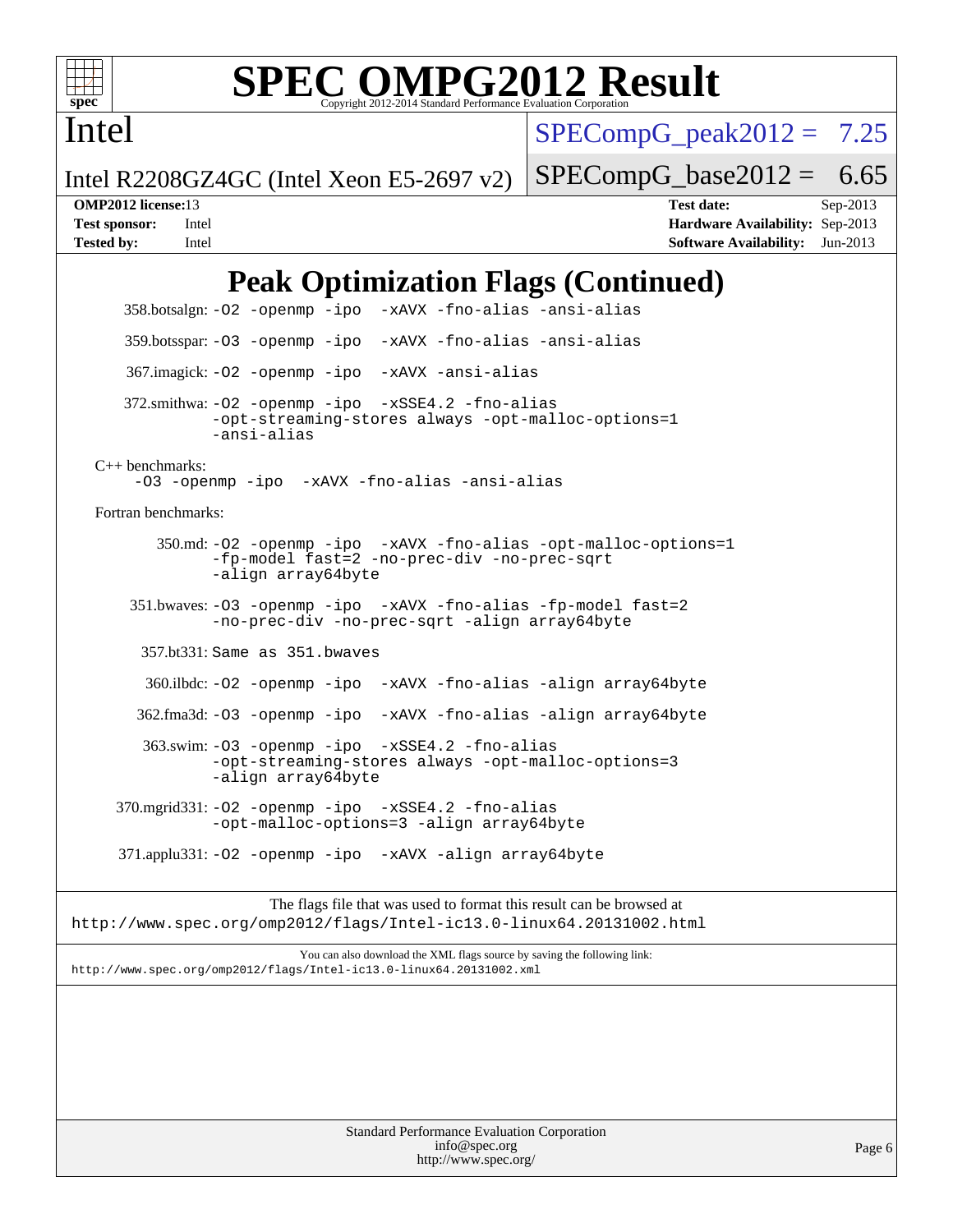# Intel

Intel R2208GZ4GC (Intel Xeon E5-2697 v2)

SPECompG_peak2012 = 7.25

SPECompG_base2012 = 6.65

**OMP2012 license:** 13 | **Test date:** Sep-2013
**Test sponsor:** Intel | **Hardware Availability:** Sep-2013
**Tested by:** Intel | **Software Availability:** Jun-2013

## Peak Optimization Flags (Continued)

358.botsalgn: `-O2 -openmp -ipo -xAVX -fno-alias -ansi-alias`

359.botsspar: `-O3 -openmp -ipo -xAVX -fno-alias -ansi-alias`

367.imagick: `-O2 -openmp -ipo -xAVX -ansi-alias`

372.smithwa: `-O2 -openmp -ipo -xSSE4.2 -fno-alias -opt-streaming-stores always -opt-malloc-options=1 -ansi-alias`

C++ benchmarks:

`-O3 -openmp -ipo -xAVX -fno-alias -ansi-alias`

Fortran benchmarks:

350.md: `-O2 -openmp -ipo -xAVX -fno-alias -opt-malloc-options=1 -fp-model fast=2 -no-prec-div -no-prec-sqrt -align array64byte`

351.bwaves: `-O3 -openmp -ipo -xAVX -fno-alias -fp-model fast=2 -no-prec-div -no-prec-sqrt -align array64byte`

357.bt331: Same as 351.bwaves

360.ilbdc: `-O2 -openmp -ipo -xAVX -fno-alias -align array64byte`

362.fma3d: `-O3 -openmp -ipo -xAVX -fno-alias -align array64byte`

363.swim: `-O3 -openmp -ipo -xSSE4.2 -fno-alias -opt-streaming-stores always -opt-malloc-options=3 -align array64byte`

370.mgrid331: `-O2 -openmp -ipo -xSSE4.2 -fno-alias -opt-malloc-options=3 -align array64byte`

371.applu331: `-O2 -openmp -ipo -xAVX -align array64byte`

The flags file that was used to format this result can be browsed at
http://www.spec.org/omp2012/flags/Intel-ic13.0-linux64.20131002.html

You can also download the XML flags source by saving the following link:
http://www.spec.org/omp2012/flags/Intel-ic13.0-linux64.20131002.xml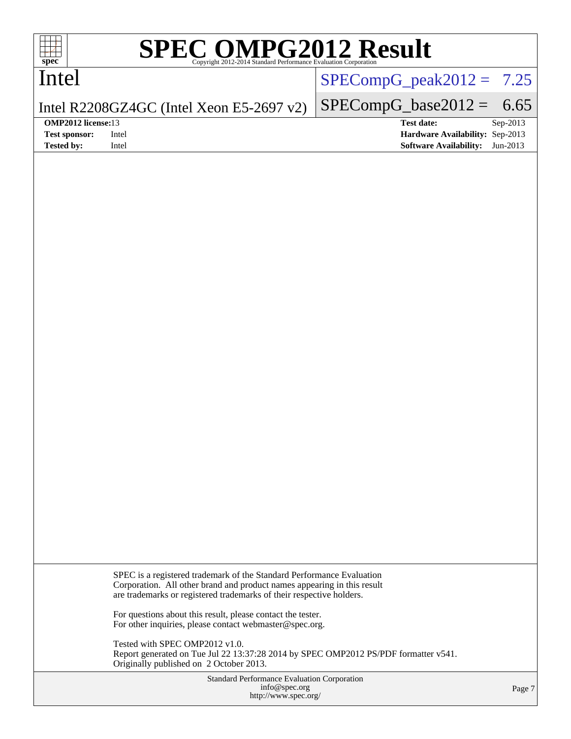SPEC is a registered trademark of the Standard Performance Evaluation Corporation. All other brand and product names appearing in this result are trademarks or registered trademarks of their respective holders.

For questions about this result, please contact the tester.
For other inquiries, please contact webmaster@spec.org.

Tested with SPEC OMP2012 v1.0.
Report generated on Tue Jul 22 13:37:28 2014 by SPEC OMP2012 PS/PDF formatter v541.
Originally published on 2 October 2013.